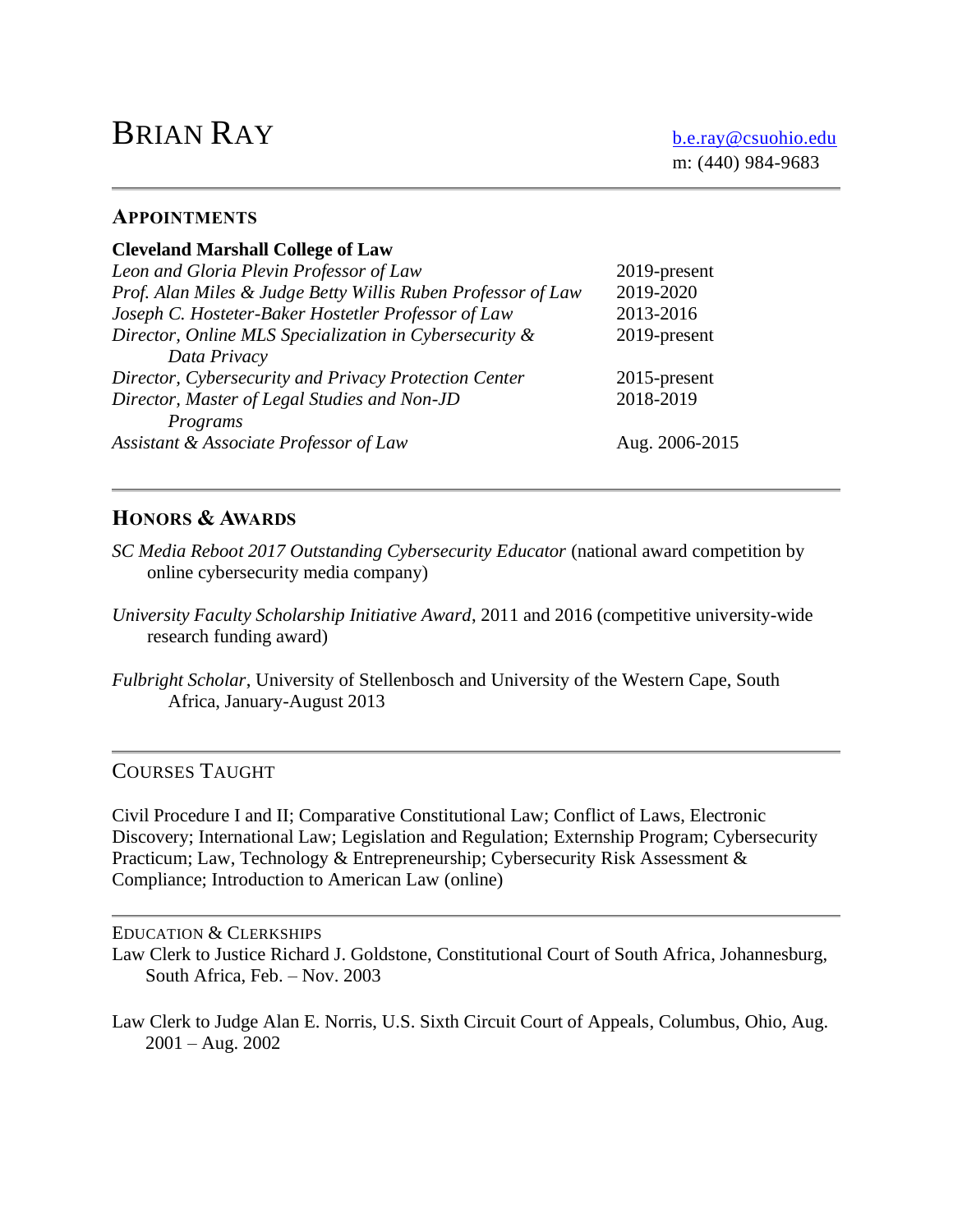# BRIAN RAY

b.e.ray@csuohio.edu
m: (440) 984-9683

## APPOINTMENTS

**Cleveland Marshall College of Law**

| | |
|---|---|
| *Leon and Gloria Plevin Professor of Law* | 2019-present |
| *Prof. Alan Miles & Judge Betty Willis Ruben Professor of Law* | 2019-2020 |
| *Joseph C. Hosteter-Baker Hostetler Professor of Law* | 2013-2016 |
| *Director, Online MLS Specialization in Cybersecurity & Data Privacy* | 2019-present |
| *Director, Cybersecurity and Privacy Protection Center* | 2015-present |
| *Director, Master of Legal Studies and Non-JD Programs* | 2018-2019 |
| *Assistant & Associate Professor of Law* | Aug. 2006-2015 |

## HONORS & AWARDS

*SC Media Reboot 2017 Outstanding Cybersecurity Educator* (national award competition by online cybersecurity media company)

*University Faculty Scholarship Initiative Award*, 2011 and 2016 (competitive university-wide research funding award)

*Fulbright Scholar*, University of Stellenbosch and University of the Western Cape, South Africa, January-August 2013

## COURSES TAUGHT

Civil Procedure I and II; Comparative Constitutional Law; Conflict of Laws, Electronic Discovery; International Law; Legislation and Regulation; Externship Program; Cybersecurity Practicum; Law, Technology & Entrepreneurship; Cybersecurity Risk Assessment & Compliance; Introduction to American Law (online)

## EDUCATION & CLERKSHIPS

Law Clerk to Justice Richard J. Goldstone, Constitutional Court of South Africa, Johannesburg, South Africa, Feb. – Nov. 2003

Law Clerk to Judge Alan E. Norris, U.S. Sixth Circuit Court of Appeals, Columbus, Ohio, Aug. 2001 – Aug. 2002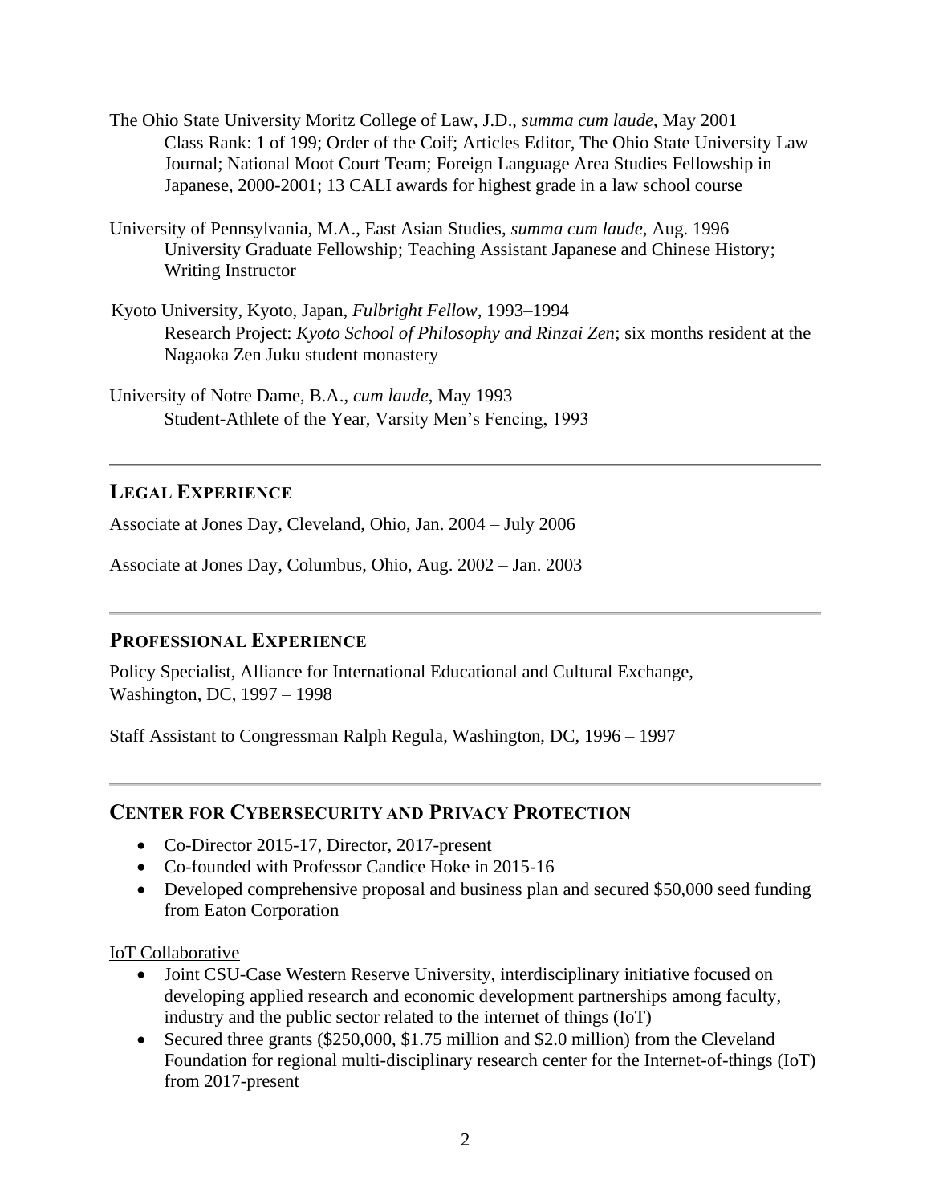The Ohio State University Moritz College of Law, J.D., *summa cum laude*, May 2001
Class Rank: 1 of 199; Order of the Coif; Articles Editor, The Ohio State University Law Journal; National Moot Court Team; Foreign Language Area Studies Fellowship in Japanese, 2000-2001; 13 CALI awards for highest grade in a law school course

University of Pennsylvania, M.A., East Asian Studies, *summa cum laude*, Aug. 1996
University Graduate Fellowship; Teaching Assistant Japanese and Chinese History; Writing Instructor

Kyoto University, Kyoto, Japan, *Fulbright Fellow*, 1993–1994
Research Project: *Kyoto School of Philosophy and Rinzai Zen*; six months resident at the Nagaoka Zen Juku student monastery

University of Notre Dame, B.A., *cum laude*, May 1993
Student-Athlete of the Year, Varsity Men's Fencing, 1993

---

## LEGAL EXPERIENCE

Associate at Jones Day, Cleveland, Ohio, Jan. 2004 – July 2006

Associate at Jones Day, Columbus, Ohio, Aug. 2002 – Jan. 2003

---

## PROFESSIONAL EXPERIENCE

Policy Specialist, Alliance for International Educational and Cultural Exchange, Washington, DC, 1997 – 1998

Staff Assistant to Congressman Ralph Regula, Washington, DC, 1996 – 1997

---

## CENTER FOR CYBERSECURITY AND PRIVACY PROTECTION

- Co-Director 2015-17, Director, 2017-present
- Co-founded with Professor Candice Hoke in 2015-16
- Developed comprehensive proposal and business plan and secured $50,000 seed funding from Eaton Corporation

<u>IoT Collaborative</u>

- Joint CSU-Case Western Reserve University, interdisciplinary initiative focused on developing applied research and economic development partnerships among faculty, industry and the public sector related to the internet of things (IoT)
- Secured three grants ($250,000, $1.75 million and $2.0 million) from the Cleveland Foundation for regional multi-disciplinary research center for the Internet-of-things (IoT) from 2017-present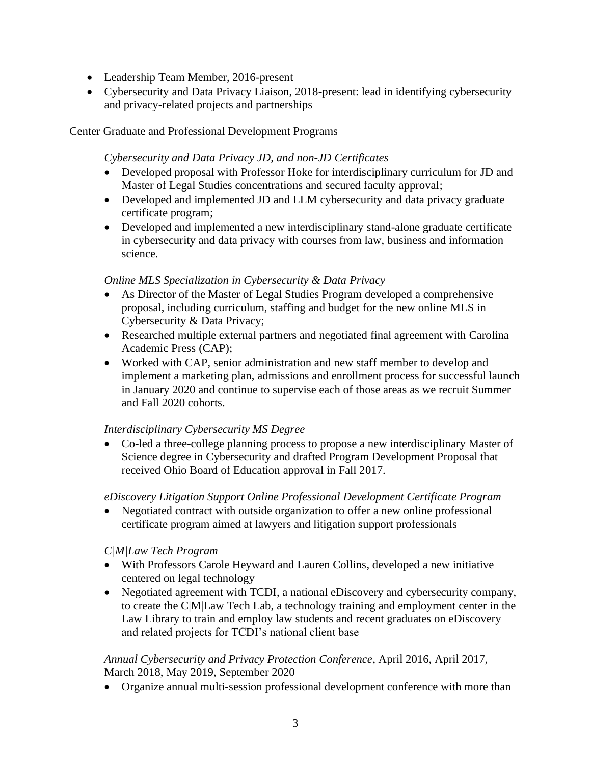- Leadership Team Member, 2016-present
- Cybersecurity and Data Privacy Liaison, 2018-present: lead in identifying cybersecurity and privacy-related projects and partnerships

<u>Center Graduate and Professional Development Programs</u>

*Cybersecurity and Data Privacy JD, and non-JD Certificates*

- Developed proposal with Professor Hoke for interdisciplinary curriculum for JD and Master of Legal Studies concentrations and secured faculty approval;
- Developed and implemented JD and LLM cybersecurity and data privacy graduate certificate program;
- Developed and implemented a new interdisciplinary stand-alone graduate certificate in cybersecurity and data privacy with courses from law, business and information science.

*Online MLS Specialization in Cybersecurity & Data Privacy*

- As Director of the Master of Legal Studies Program developed a comprehensive proposal, including curriculum, staffing and budget for the new online MLS in Cybersecurity & Data Privacy;
- Researched multiple external partners and negotiated final agreement with Carolina Academic Press (CAP);
- Worked with CAP, senior administration and new staff member to develop and implement a marketing plan, admissions and enrollment process for successful launch in January 2020 and continue to supervise each of those areas as we recruit Summer and Fall 2020 cohorts.

*Interdisciplinary Cybersecurity MS Degree*

- Co-led a three-college planning process to propose a new interdisciplinary Master of Science degree in Cybersecurity and drafted Program Development Proposal that received Ohio Board of Education approval in Fall 2017.

*eDiscovery Litigation Support Online Professional Development Certificate Program*

- Negotiated contract with outside organization to offer a new online professional certificate program aimed at lawyers and litigation support professionals

*C|M|Law Tech Program*

- With Professors Carole Heyward and Lauren Collins, developed a new initiative centered on legal technology
- Negotiated agreement with TCDI, a national eDiscovery and cybersecurity company, to create the C|M|Law Tech Lab, a technology training and employment center in the Law Library to train and employ law students and recent graduates on eDiscovery and related projects for TCDI's national client base

*Annual Cybersecurity and Privacy Protection Conference*, April 2016, April 2017, March 2018, May 2019, September 2020

- Organize annual multi-session professional development conference with more than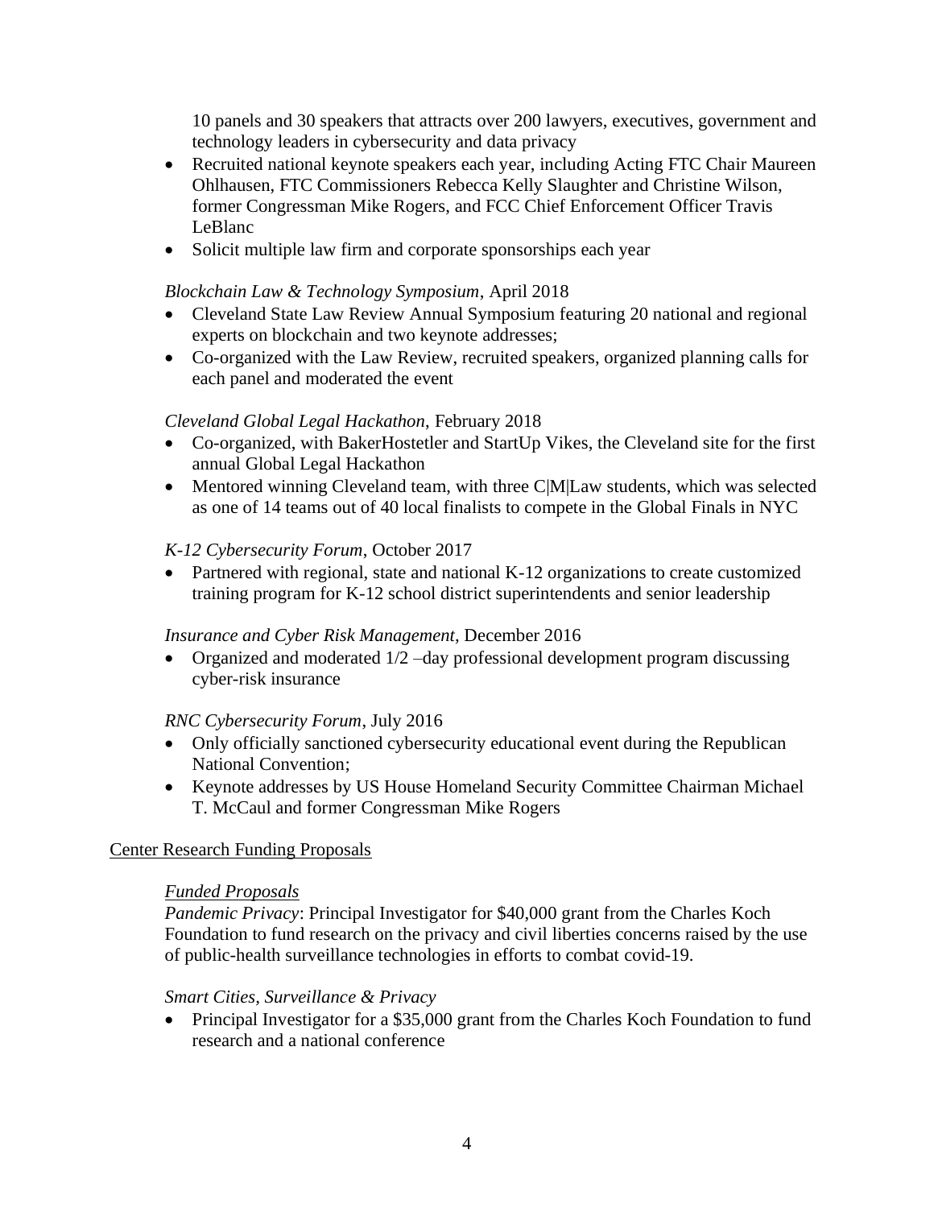10 panels and 30 speakers that attracts over 200 lawyers, executives, government and technology leaders in cybersecurity and data privacy

- Recruited national keynote speakers each year, including Acting FTC Chair Maureen Ohlhausen, FTC Commissioners Rebecca Kelly Slaughter and Christine Wilson, former Congressman Mike Rogers, and FCC Chief Enforcement Officer Travis LeBlanc
- Solicit multiple law firm and corporate sponsorships each year

*Blockchain Law & Technology Symposium*, April 2018

- Cleveland State Law Review Annual Symposium featuring 20 national and regional experts on blockchain and two keynote addresses;
- Co-organized with the Law Review, recruited speakers, organized planning calls for each panel and moderated the event

*Cleveland Global Legal Hackathon*, February 2018

- Co-organized, with BakerHostetler and StartUp Vikes, the Cleveland site for the first annual Global Legal Hackathon
- Mentored winning Cleveland team, with three C|M|Law students, which was selected as one of 14 teams out of 40 local finalists to compete in the Global Finals in NYC

*K-12 Cybersecurity Forum*, October 2017

- Partnered with regional, state and national K-12 organizations to create customized training program for K-12 school district superintendents and senior leadership

*Insurance and Cyber Risk Management*, December 2016

- Organized and moderated 1/2 –day professional development program discussing cyber-risk insurance

*RNC Cybersecurity Forum*, July 2016

- Only officially sanctioned cybersecurity educational event during the Republican National Convention;
- Keynote addresses by US House Homeland Security Committee Chairman Michael T. McCaul and former Congressman Mike Rogers

<u>Center Research Funding Proposals</u>

*<u>Funded Proposals</u>*

*Pandemic Privacy*: Principal Investigator for $40,000 grant from the Charles Koch Foundation to fund research on the privacy and civil liberties concerns raised by the use of public-health surveillance technologies in efforts to combat covid-19.

*Smart Cities, Surveillance & Privacy*

- Principal Investigator for a $35,000 grant from the Charles Koch Foundation to fund research and a national conference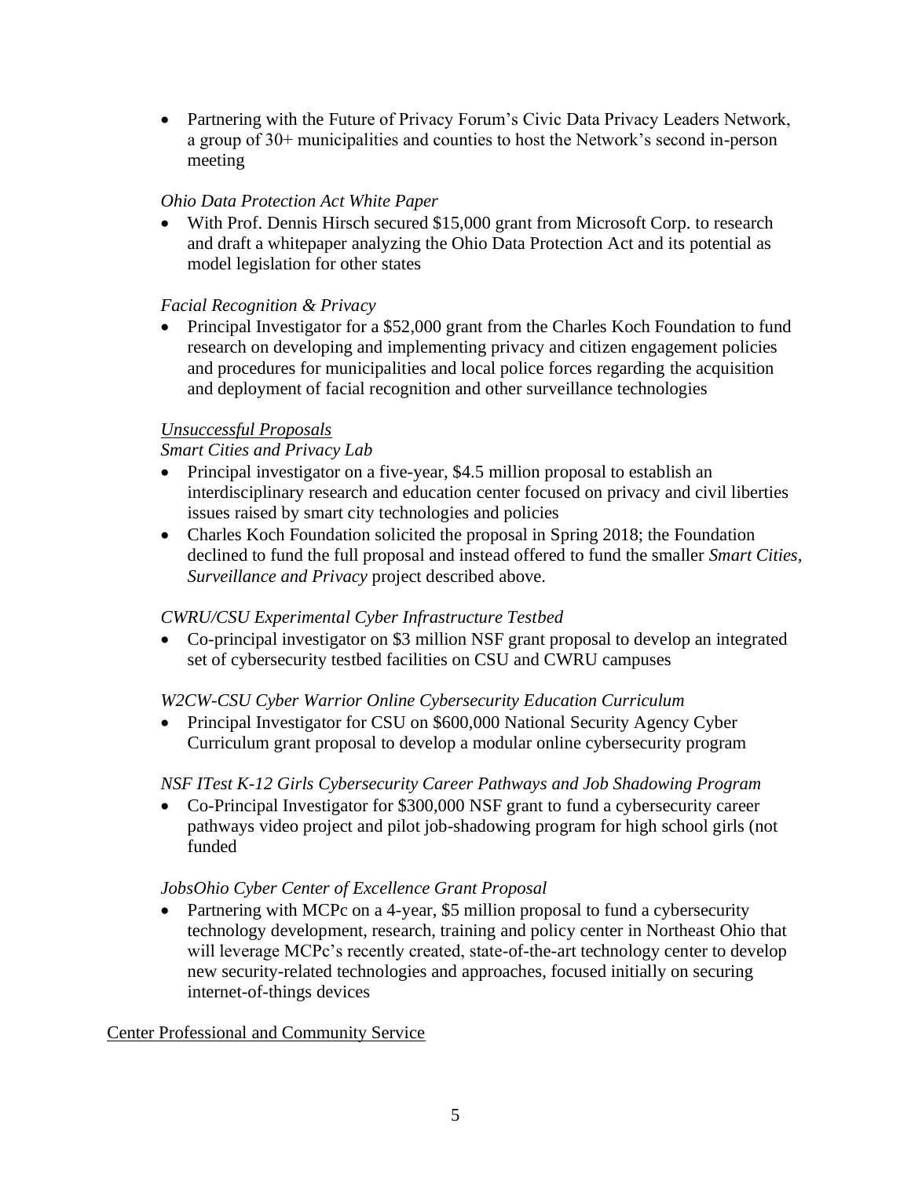- Partnering with the Future of Privacy Forum's Civic Data Privacy Leaders Network, a group of 30+ municipalities and counties to host the Network's second in-person meeting

*Ohio Data Protection Act White Paper*

- With Prof. Dennis Hirsch secured $15,000 grant from Microsoft Corp. to research and draft a whitepaper analyzing the Ohio Data Protection Act and its potential as model legislation for other states

*Facial Recognition & Privacy*

- Principal Investigator for a $52,000 grant from the Charles Koch Foundation to fund research on developing and implementing privacy and citizen engagement policies and procedures for municipalities and local police forces regarding the acquisition and deployment of facial recognition and other surveillance technologies

<u>*Unsuccessful Proposals*</u>

*Smart Cities and Privacy Lab*

- Principal investigator on a five-year, $4.5 million proposal to establish an interdisciplinary research and education center focused on privacy and civil liberties issues raised by smart city technologies and policies
- Charles Koch Foundation solicited the proposal in Spring 2018; the Foundation declined to fund the full proposal and instead offered to fund the smaller *Smart Cities, Surveillance and Privacy* project described above.

*CWRU/CSU Experimental Cyber Infrastructure Testbed*

- Co-principal investigator on $3 million NSF grant proposal to develop an integrated set of cybersecurity testbed facilities on CSU and CWRU campuses

*W2CW-CSU Cyber Warrior Online Cybersecurity Education Curriculum*

- Principal Investigator for CSU on $600,000 National Security Agency Cyber Curriculum grant proposal to develop a modular online cybersecurity program

*NSF ITest K-12 Girls Cybersecurity Career Pathways and Job Shadowing Program*

- Co-Principal Investigator for $300,000 NSF grant to fund a cybersecurity career pathways video project and pilot job-shadowing program for high school girls (not funded

*JobsOhio Cyber Center of Excellence Grant Proposal*

- Partnering with MCPc on a 4-year, $5 million proposal to fund a cybersecurity technology development, research, training and policy center in Northeast Ohio that will leverage MCPc's recently created, state-of-the-art technology center to develop new security-related technologies and approaches, focused initially on securing internet-of-things devices

<u>Center Professional and Community Service</u>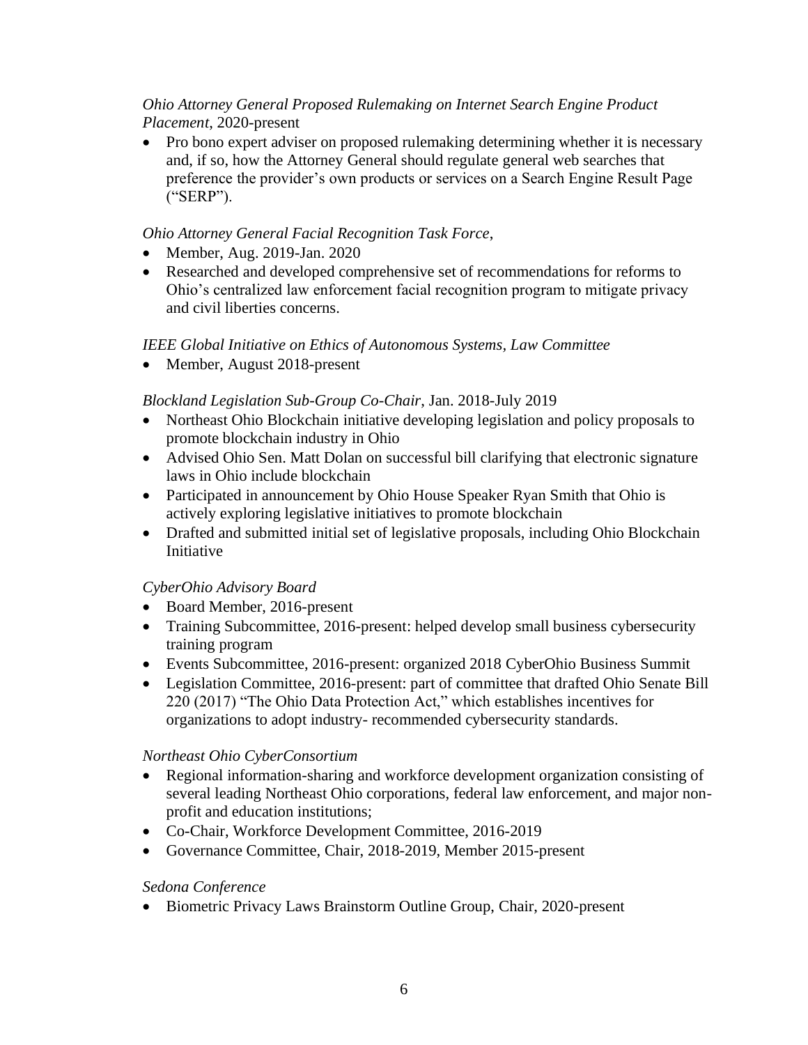*Ohio Attorney General Proposed Rulemaking on Internet Search Engine Product Placement*, 2020-present

- Pro bono expert adviser on proposed rulemaking determining whether it is necessary and, if so, how the Attorney General should regulate general web searches that preference the provider's own products or services on a Search Engine Result Page ("SERP").

*Ohio Attorney General Facial Recognition Task Force*,

- Member, Aug. 2019-Jan. 2020
- Researched and developed comprehensive set of recommendations for reforms to Ohio's centralized law enforcement facial recognition program to mitigate privacy and civil liberties concerns.

*IEEE Global Initiative on Ethics of Autonomous Systems, Law Committee*

- Member, August 2018-present

*Blockland Legislation Sub-Group Co-Chair*, Jan. 2018-July 2019

- Northeast Ohio Blockchain initiative developing legislation and policy proposals to promote blockchain industry in Ohio
- Advised Ohio Sen. Matt Dolan on successful bill clarifying that electronic signature laws in Ohio include blockchain
- Participated in announcement by Ohio House Speaker Ryan Smith that Ohio is actively exploring legislative initiatives to promote blockchain
- Drafted and submitted initial set of legislative proposals, including Ohio Blockchain Initiative

*CyberOhio Advisory Board*

- Board Member, 2016-present
- Training Subcommittee, 2016-present: helped develop small business cybersecurity training program
- Events Subcommittee, 2016-present: organized 2018 CyberOhio Business Summit
- Legislation Committee, 2016-present: part of committee that drafted Ohio Senate Bill 220 (2017) "The Ohio Data Protection Act," which establishes incentives for organizations to adopt industry- recommended cybersecurity standards.

*Northeast Ohio CyberConsortium*

- Regional information-sharing and workforce development organization consisting of several leading Northeast Ohio corporations, federal law enforcement, and major non-profit and education institutions;
- Co-Chair, Workforce Development Committee, 2016-2019
- Governance Committee, Chair, 2018-2019, Member 2015-present

*Sedona Conference*

- Biometric Privacy Laws Brainstorm Outline Group, Chair, 2020-present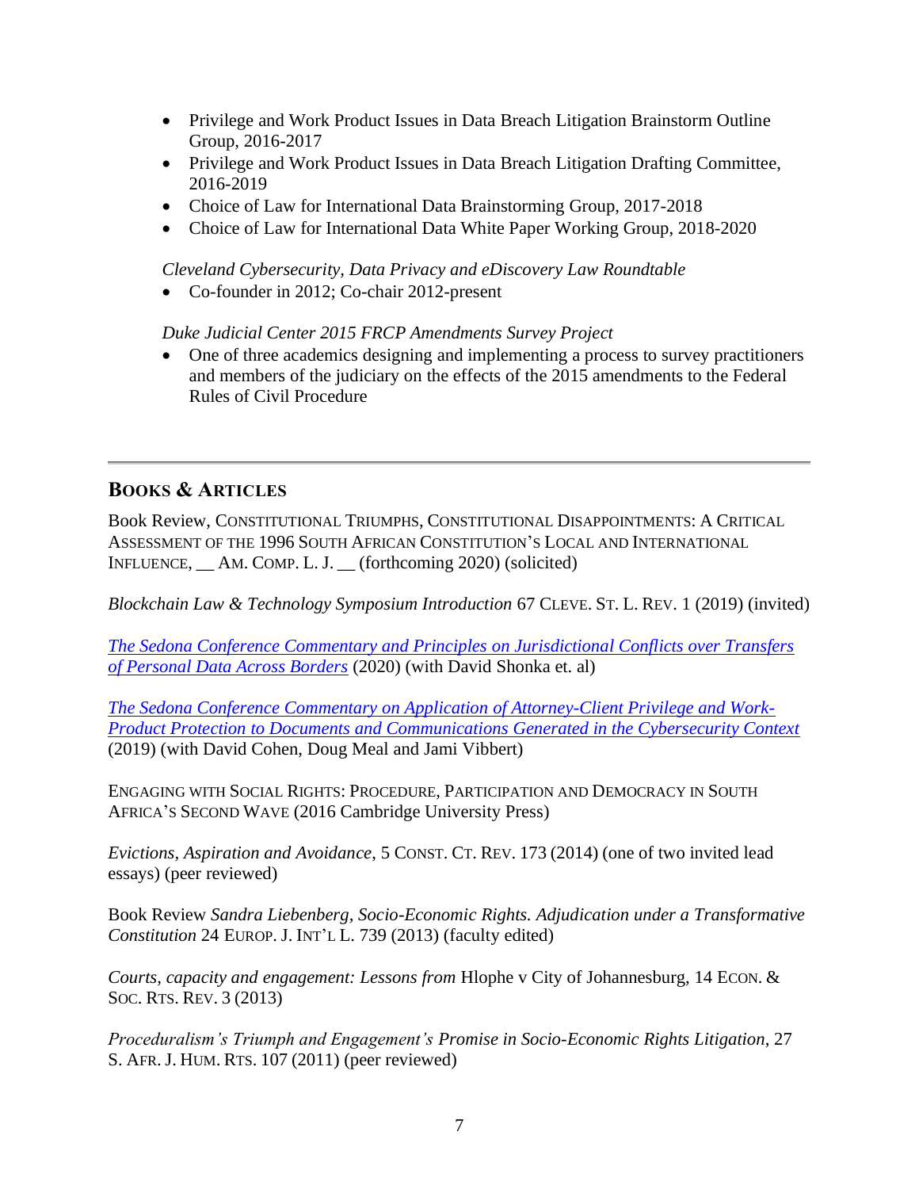- Privilege and Work Product Issues in Data Breach Litigation Brainstorm Outline Group, 2016-2017
- Privilege and Work Product Issues in Data Breach Litigation Drafting Committee, 2016-2019
- Choice of Law for International Data Brainstorming Group, 2017-2018
- Choice of Law for International Data White Paper Working Group, 2018-2020

*Cleveland Cybersecurity, Data Privacy and eDiscovery Law Roundtable*

- Co-founder in 2012; Co-chair 2012-present

*Duke Judicial Center 2015 FRCP Amendments Survey Project*

- One of three academics designing and implementing a process to survey practitioners and members of the judiciary on the effects of the 2015 amendments to the Federal Rules of Civil Procedure

---

## BOOKS & ARTICLES

Book Review, CONSTITUTIONAL TRIUMPHS, CONSTITUTIONAL DISAPPOINTMENTS: A CRITICAL ASSESSMENT OF THE 1996 SOUTH AFRICAN CONSTITUTION'S LOCAL AND INTERNATIONAL INFLUENCE, __ AM. COMP. L. J. __ (forthcoming 2020) (solicited)

*Blockchain Law & Technology Symposium Introduction* 67 CLEVE. ST. L. REV. 1 (2019) (invited)

*The Sedona Conference Commentary and Principles on Jurisdictional Conflicts over Transfers of Personal Data Across Borders* (2020) (with David Shonka et. al)

*The Sedona Conference Commentary on Application of Attorney-Client Privilege and Work-Product Protection to Documents and Communications Generated in the Cybersecurity Context* (2019) (with David Cohen, Doug Meal and Jami Vibbert)

ENGAGING WITH SOCIAL RIGHTS: PROCEDURE, PARTICIPATION AND DEMOCRACY IN SOUTH AFRICA'S SECOND WAVE (2016 Cambridge University Press)

*Evictions, Aspiration and Avoidance*, 5 CONST. CT. REV. 173 (2014) (one of two invited lead essays) (peer reviewed)

Book Review *Sandra Liebenberg, Socio-Economic Rights. Adjudication under a Transformative Constitution* 24 EUROP. J. INT'L L. 739 (2013) (faculty edited)

*Courts, capacity and engagement: Lessons from* Hlophe v City of Johannesburg, 14 ECON. & SOC. RTS. REV. 3 (2013)

*Proceduralism's Triumph and Engagement's Promise in Socio-Economic Rights Litigation*, 27 S. AFR. J. HUM. RTS. 107 (2011) (peer reviewed)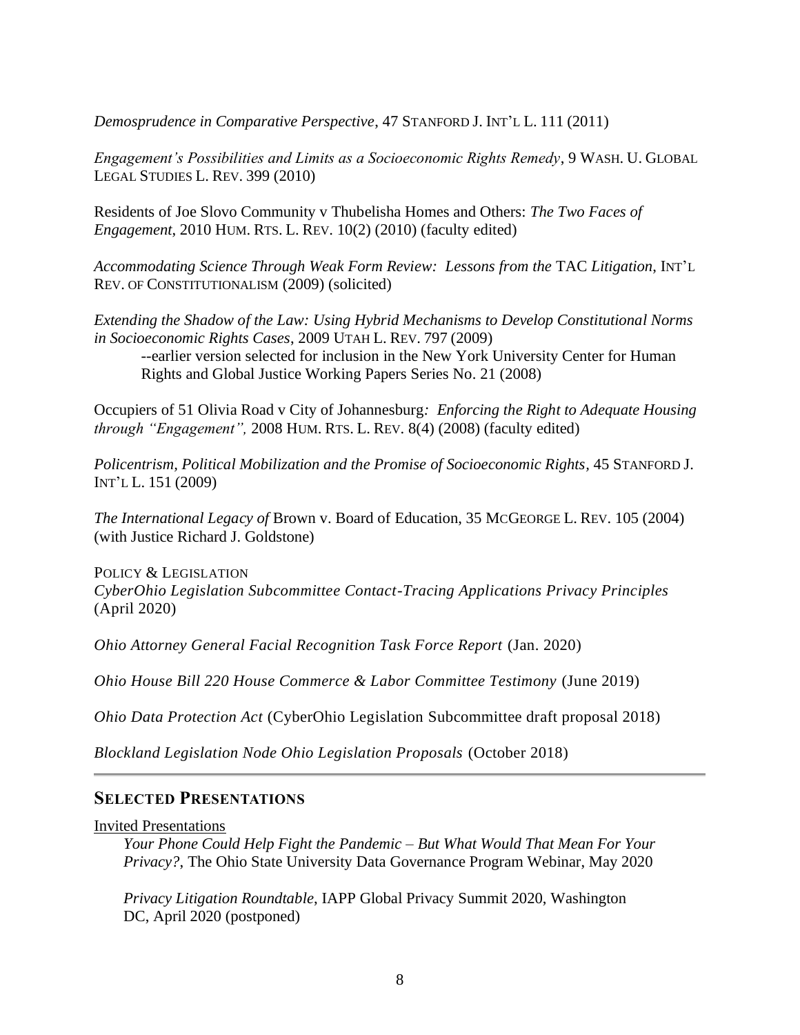*Demosprudence in Comparative Perspective*, 47 STANFORD J. INT'L L. 111 (2011)

*Engagement's Possibilities and Limits as a Socioeconomic Rights Remedy*, 9 WASH. U. GLOBAL LEGAL STUDIES L. REV. 399 (2010)

Residents of Joe Slovo Community v Thubelisha Homes and Others: *The Two Faces of Engagement*, 2010 HUM. RTS. L. REV. 10(2) (2010) (faculty edited)

*Accommodating Science Through Weak Form Review: Lessons from the* TAC *Litigation*, INT'L REV. OF CONSTITUTIONALISM (2009) (solicited)

*Extending the Shadow of the Law: Using Hybrid Mechanisms to Develop Constitutional Norms in Socioeconomic Rights Cases*, 2009 UTAH L. REV. 797 (2009)

--earlier version selected for inclusion in the New York University Center for Human Rights and Global Justice Working Papers Series No. 21 (2008)

Occupiers of 51 Olivia Road v City of Johannesburg*: Enforcing the Right to Adequate Housing through "Engagement",* 2008 HUM. RTS. L. REV. 8(4) (2008) (faculty edited)

*Policentrism, Political Mobilization and the Promise of Socioeconomic Rights*, 45 STANFORD J. INT'L L. 151 (2009)

*The International Legacy of* Brown v. Board of Education, 35 MCGEORGE L. REV. 105 (2004) (with Justice Richard J. Goldstone)

POLICY & LEGISLATION

*CyberOhio Legislation Subcommittee Contact-Tracing Applications Privacy Principles* (April 2020)

*Ohio Attorney General Facial Recognition Task Force Report* (Jan. 2020)

*Ohio House Bill 220 House Commerce & Labor Committee Testimony* (June 2019)

*Ohio Data Protection Act* (CyberOhio Legislation Subcommittee draft proposal 2018)

*Blockland Legislation Node Ohio Legislation Proposals* (October 2018)

## SELECTED PRESENTATIONS

Invited Presentations

*Your Phone Could Help Fight the Pandemic – But What Would That Mean For Your Privacy?*, The Ohio State University Data Governance Program Webinar, May 2020

*Privacy Litigation Roundtable*, IAPP Global Privacy Summit 2020, Washington DC, April 2020 (postponed)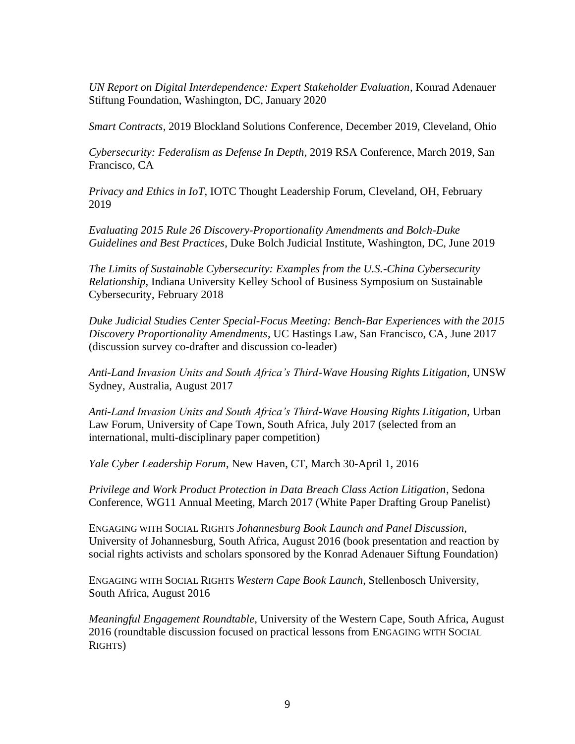*UN Report on Digital Interdependence: Expert Stakeholder Evaluation*, Konrad Adenauer Stiftung Foundation, Washington, DC, January 2020

*Smart Contracts*, 2019 Blockland Solutions Conference, December 2019, Cleveland, Ohio

*Cybersecurity: Federalism as Defense In Depth*, 2019 RSA Conference, March 2019, San Francisco, CA

*Privacy and Ethics in IoT*, IOTC Thought Leadership Forum, Cleveland, OH, February 2019

*Evaluating 2015 Rule 26 Discovery-Proportionality Amendments and Bolch-Duke Guidelines and Best Practices*, Duke Bolch Judicial Institute, Washington, DC, June 2019

*The Limits of Sustainable Cybersecurity: Examples from the U.S.-China Cybersecurity Relationship*, Indiana University Kelley School of Business Symposium on Sustainable Cybersecurity, February 2018

*Duke Judicial Studies Center Special-Focus Meeting: Bench-Bar Experiences with the 2015 Discovery Proportionality Amendments*, UC Hastings Law, San Francisco, CA, June 2017 (discussion survey co-drafter and discussion co-leader)

*Anti-Land Invasion Units and South Africa's Third-Wave Housing Rights Litigation*, UNSW Sydney, Australia, August 2017

*Anti-Land Invasion Units and South Africa's Third-Wave Housing Rights Litigation*, Urban Law Forum, University of Cape Town, South Africa, July 2017 (selected from an international, multi-disciplinary paper competition)

*Yale Cyber Leadership Forum*, New Haven, CT, March 30-April 1, 2016

*Privilege and Work Product Protection in Data Breach Class Action Litigation*, Sedona Conference, WG11 Annual Meeting, March 2017 (White Paper Drafting Group Panelist)

ENGAGING WITH SOCIAL RIGHTS *Johannesburg Book Launch and Panel Discussion*, University of Johannesburg, South Africa, August 2016 (book presentation and reaction by social rights activists and scholars sponsored by the Konrad Adenauer Siftung Foundation)

ENGAGING WITH SOCIAL RIGHTS *Western Cape Book Launch*, Stellenbosch University, South Africa, August 2016

*Meaningful Engagement Roundtable*, University of the Western Cape, South Africa, August 2016 (roundtable discussion focused on practical lessons from ENGAGING WITH SOCIAL RIGHTS)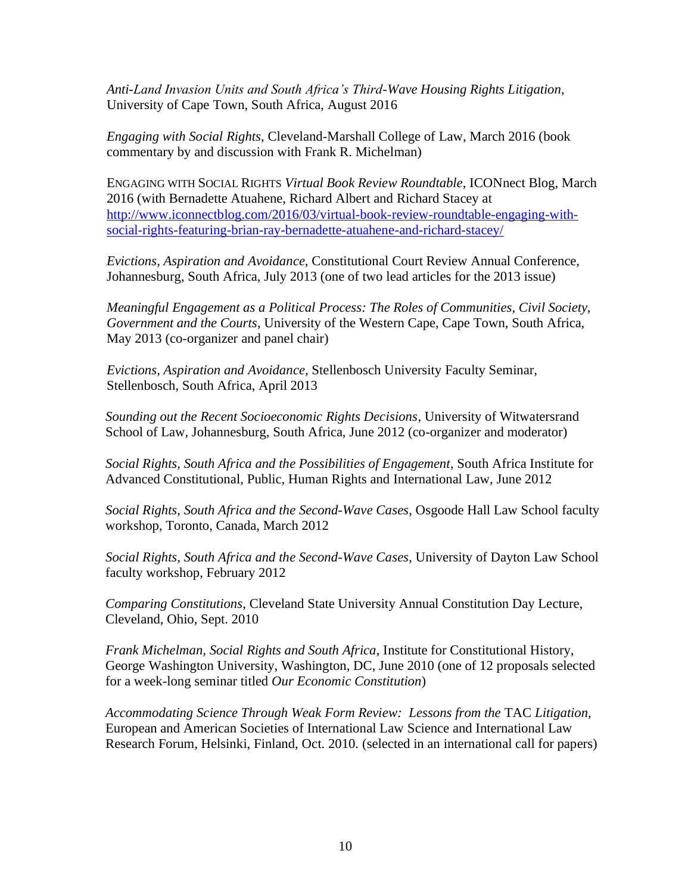*Anti-Land Invasion Units and South Africa's Third-Wave Housing Rights Litigation*, University of Cape Town, South Africa, August 2016

*Engaging with Social Rights*, Cleveland-Marshall College of Law, March 2016 (book commentary by and discussion with Frank R. Michelman)

ENGAGING WITH SOCIAL RIGHTS *Virtual Book Review Roundtable*, ICONnect Blog, March 2016 (with Bernadette Atuahene, Richard Albert and Richard Stacey at [http://www.iconnectblog.com/2016/03/virtual-book-review-roundtable-engaging-with-social-rights-featuring-brian-ray-bernadette-atuahene-and-richard-stacey/](http://www.iconnectblog.com/2016/03/virtual-book-review-roundtable-engaging-with-social-rights-featuring-brian-ray-bernadette-atuahene-and-richard-stacey/)

*Evictions, Aspiration and Avoidance*, Constitutional Court Review Annual Conference, Johannesburg, South Africa, July 2013 (one of two lead articles for the 2013 issue)

*Meaningful Engagement as a Political Process: The Roles of Communities, Civil Society, Government and the Courts*, University of the Western Cape, Cape Town, South Africa, May 2013 (co-organizer and panel chair)

*Evictions, Aspiration and Avoidance*, Stellenbosch University Faculty Seminar, Stellenbosch, South Africa, April 2013

*Sounding out the Recent Socioeconomic Rights Decisions*, University of Witwatersrand School of Law, Johannesburg, South Africa, June 2012 (co-organizer and moderator)

*Social Rights, South Africa and the Possibilities of Engagement*, South Africa Institute for Advanced Constitutional, Public, Human Rights and International Law, June 2012

*Social Rights, South Africa and the Second-Wave Cases*, Osgoode Hall Law School faculty workshop, Toronto, Canada, March 2012

*Social Rights, South Africa and the Second-Wave Cases*, University of Dayton Law School faculty workshop, February 2012

*Comparing Constitutions*, Cleveland State University Annual Constitution Day Lecture, Cleveland, Ohio, Sept. 2010

*Frank Michelman, Social Rights and South Africa*, Institute for Constitutional History, George Washington University, Washington, DC, June 2010 (one of 12 proposals selected for a week-long seminar titled *Our Economic Constitution*)

*Accommodating Science Through Weak Form Review: Lessons from the* TAC *Litigation*, European and American Societies of International Law Science and International Law Research Forum, Helsinki, Finland, Oct. 2010. (selected in an international call for papers)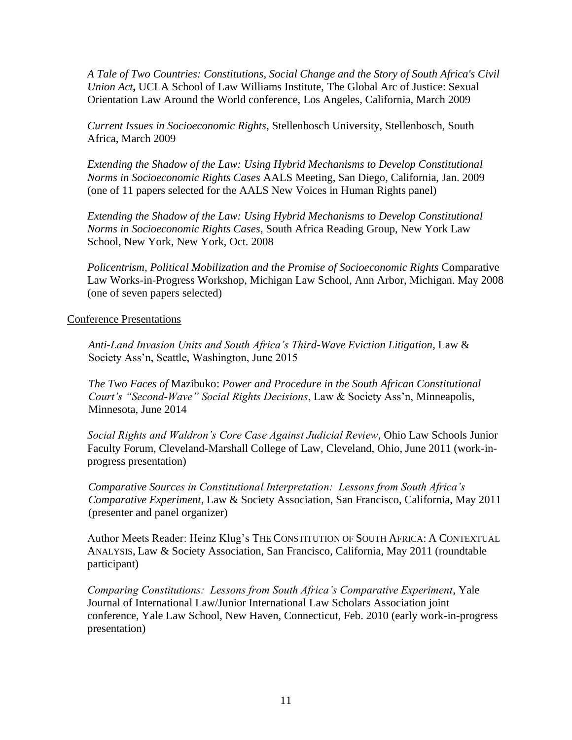*A Tale of Two Countries: Constitutions, Social Change and the Story of South Africa's Civil Union Act***,** UCLA School of Law Williams Institute, The Global Arc of Justice: Sexual Orientation Law Around the World conference, Los Angeles, California, March 2009

*Current Issues in Socioeconomic Rights*, Stellenbosch University, Stellenbosch, South Africa, March 2009

*Extending the Shadow of the Law: Using Hybrid Mechanisms to Develop Constitutional Norms in Socioeconomic Rights Cases* AALS Meeting, San Diego, California, Jan. 2009 (one of 11 papers selected for the AALS New Voices in Human Rights panel)

*Extending the Shadow of the Law: Using Hybrid Mechanisms to Develop Constitutional Norms in Socioeconomic Rights Cases*, South Africa Reading Group, New York Law School, New York, New York, Oct. 2008

*Policentrism, Political Mobilization and the Promise of Socioeconomic Rights* Comparative Law Works-in-Progress Workshop, Michigan Law School, Ann Arbor, Michigan. May 2008 (one of seven papers selected)

<u>Conference Presentations</u>

*Anti-Land Invasion Units and South Africa's Third-Wave Eviction Litigation*, Law & Society Ass'n, Seattle, Washington, June 2015

*The Two Faces of* Mazibuko: *Power and Procedure in the South African Constitutional Court's "Second-Wave" Social Rights Decisions*, Law & Society Ass'n, Minneapolis, Minnesota, June 2014

*Social Rights and Waldron's Core Case Against Judicial Review*, Ohio Law Schools Junior Faculty Forum, Cleveland-Marshall College of Law, Cleveland, Ohio, June 2011 (work-in-progress presentation)

*Comparative Sources in Constitutional Interpretation: Lessons from South Africa's Comparative Experiment*, Law & Society Association, San Francisco, California, May 2011 (presenter and panel organizer)

Author Meets Reader: Heinz Klug's THE CONSTITUTION OF SOUTH AFRICA: A CONTEXTUAL ANALYSIS, Law & Society Association, San Francisco, California, May 2011 (roundtable participant)

*Comparing Constitutions: Lessons from South Africa's Comparative Experiment*, Yale Journal of International Law/Junior International Law Scholars Association joint conference, Yale Law School, New Haven, Connecticut, Feb. 2010 (early work-in-progress presentation)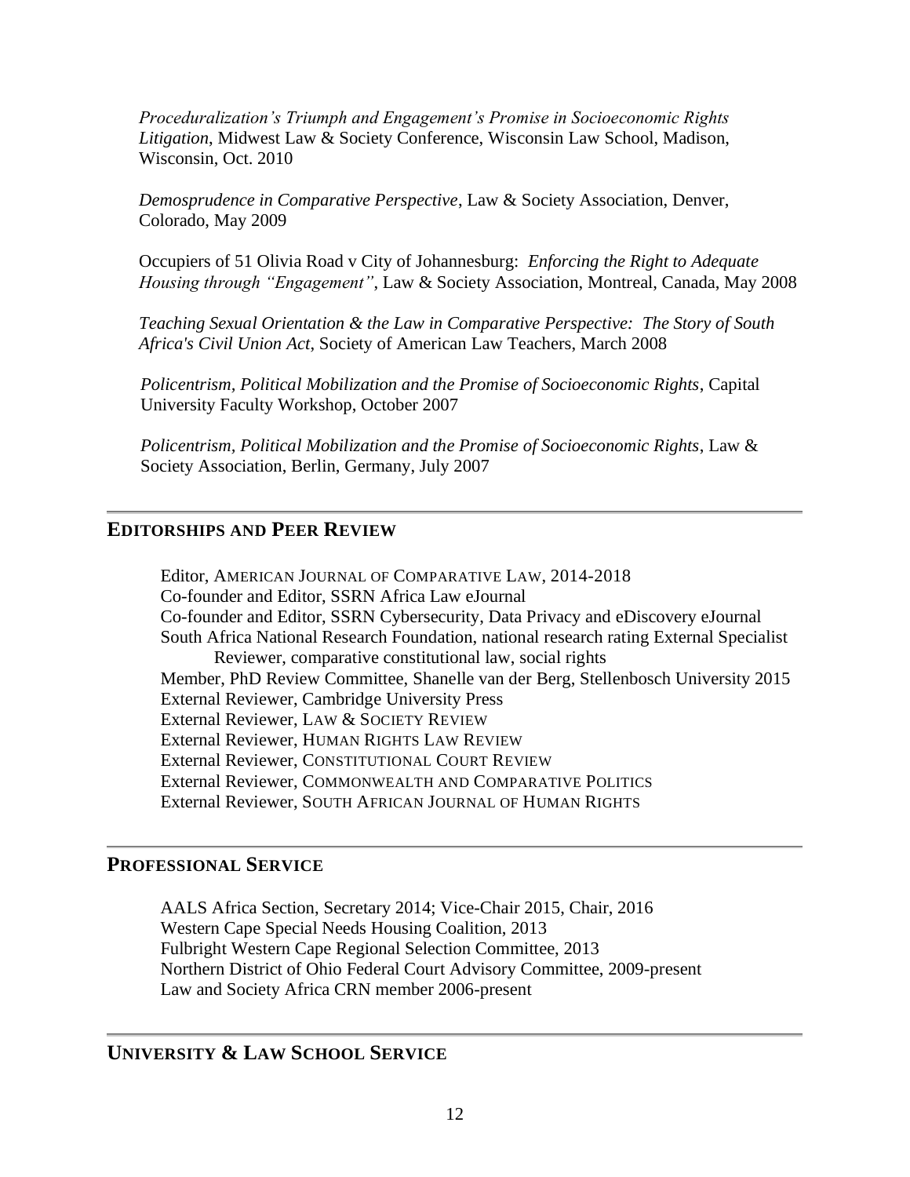*Proceduralization's Triumph and Engagement's Promise in Socioeconomic Rights Litigation*, Midwest Law & Society Conference, Wisconsin Law School, Madison, Wisconsin, Oct. 2010

*Demosprudence in Comparative Perspective*, Law & Society Association, Denver, Colorado, May 2009

Occupiers of 51 Olivia Road v City of Johannesburg: *Enforcing the Right to Adequate Housing through "Engagement"*, Law & Society Association, Montreal, Canada, May 2008

*Teaching Sexual Orientation & the Law in Comparative Perspective: The Story of South Africa's Civil Union Act*, Society of American Law Teachers, March 2008

*Policentrism, Political Mobilization and the Promise of Socioeconomic Rights*, Capital University Faculty Workshop, October 2007

*Policentrism, Political Mobilization and the Promise of Socioeconomic Rights*, Law & Society Association, Berlin, Germany, July 2007

## EDITORSHIPS AND PEER REVIEW

Editor, AMERICAN JOURNAL OF COMPARATIVE LAW, 2014-2018
Co-founder and Editor, SSRN Africa Law eJournal
Co-founder and Editor, SSRN Cybersecurity, Data Privacy and eDiscovery eJournal
South Africa National Research Foundation, national research rating External Specialist Reviewer, comparative constitutional law, social rights
Member, PhD Review Committee, Shanelle van der Berg, Stellenbosch University 2015
External Reviewer, Cambridge University Press
External Reviewer, LAW & SOCIETY REVIEW
External Reviewer, HUMAN RIGHTS LAW REVIEW
External Reviewer, CONSTITUTIONAL COURT REVIEW
External Reviewer, COMMONWEALTH AND COMPARATIVE POLITICS
External Reviewer, SOUTH AFRICAN JOURNAL OF HUMAN RIGHTS

## PROFESSIONAL SERVICE

AALS Africa Section, Secretary 2014; Vice-Chair 2015, Chair, 2016
Western Cape Special Needs Housing Coalition, 2013
Fulbright Western Cape Regional Selection Committee, 2013
Northern District of Ohio Federal Court Advisory Committee, 2009-present
Law and Society Africa CRN member 2006-present

## UNIVERSITY & LAW SCHOOL SERVICE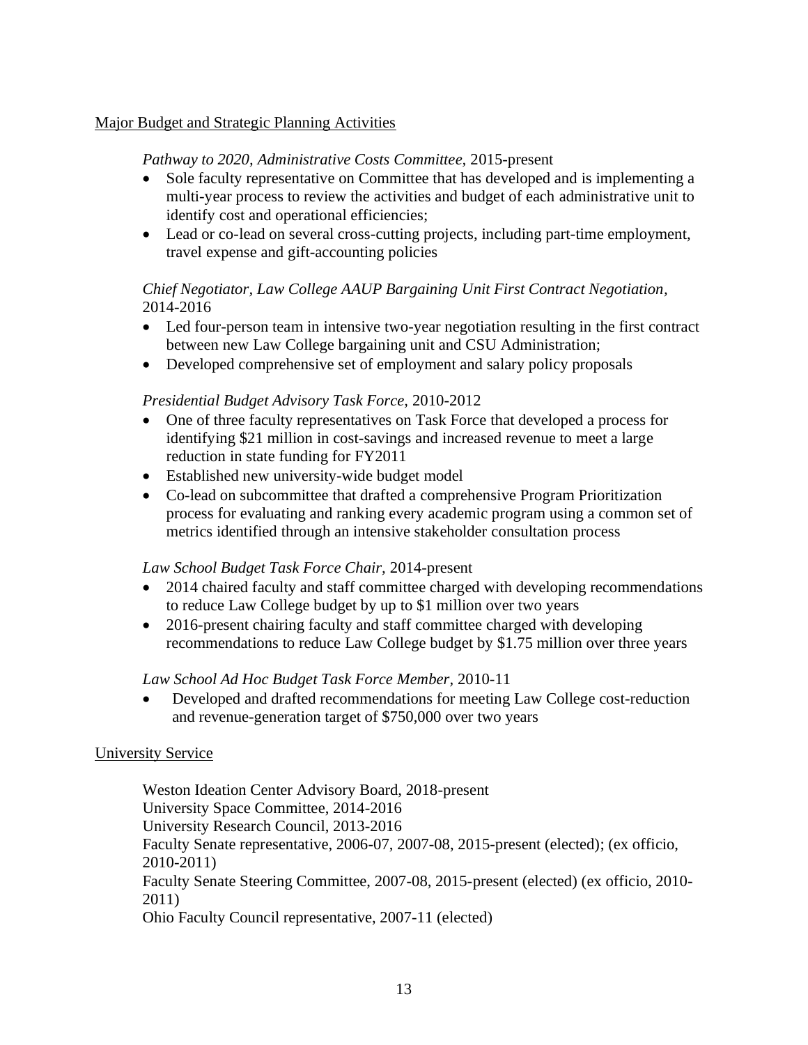## Major Budget and Strategic Planning Activities

*Pathway to 2020, Administrative Costs Committee*, 2015-present

- Sole faculty representative on Committee that has developed and is implementing a multi-year process to review the activities and budget of each administrative unit to identify cost and operational efficiencies;
- Lead or co-lead on several cross-cutting projects, including part-time employment, travel expense and gift-accounting policies

*Chief Negotiator, Law College AAUP Bargaining Unit First Contract Negotiation*, 2014-2016

- Led four-person team in intensive two-year negotiation resulting in the first contract between new Law College bargaining unit and CSU Administration;
- Developed comprehensive set of employment and salary policy proposals

*Presidential Budget Advisory Task Force*, 2010-2012

- One of three faculty representatives on Task Force that developed a process for identifying $21 million in cost-savings and increased revenue to meet a large reduction in state funding for FY2011
- Established new university-wide budget model
- Co-lead on subcommittee that drafted a comprehensive Program Prioritization process for evaluating and ranking every academic program using a common set of metrics identified through an intensive stakeholder consultation process

*Law School Budget Task Force Chair*, 2014-present

- 2014 chaired faculty and staff committee charged with developing recommendations to reduce Law College budget by up to $1 million over two years
- 2016-present chairing faculty and staff committee charged with developing recommendations to reduce Law College budget by $1.75 million over three years

*Law School Ad Hoc Budget Task Force Member*, 2010-11

- Developed and drafted recommendations for meeting Law College cost-reduction and revenue-generation target of $750,000 over two years

## University Service

Weston Ideation Center Advisory Board, 2018-present
University Space Committee, 2014-2016
University Research Council, 2013-2016
Faculty Senate representative, 2006-07, 2007-08, 2015-present (elected); (ex officio, 2010-2011)
Faculty Senate Steering Committee, 2007-08, 2015-present (elected) (ex officio, 2010-2011)
Ohio Faculty Council representative, 2007-11 (elected)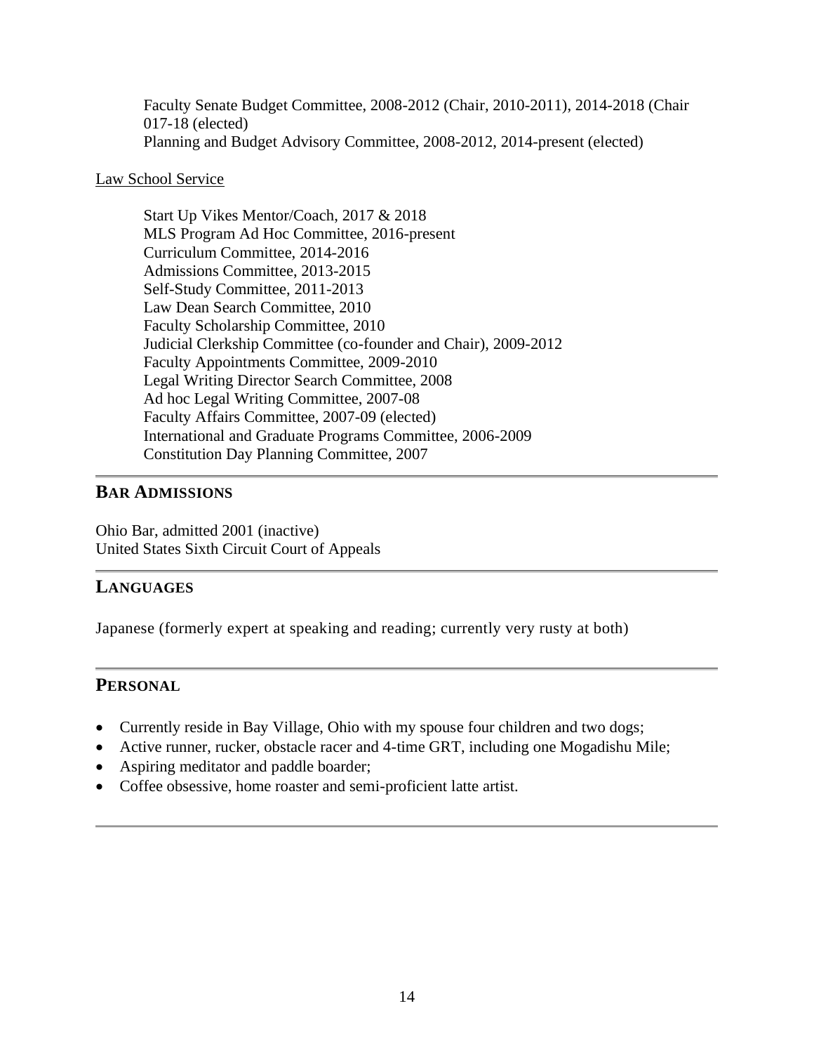Faculty Senate Budget Committee, 2008-2012 (Chair, 2010-2011), 2014-2018 (Chair 017-18 (elected)
Planning and Budget Advisory Committee, 2008-2012, 2014-present (elected)

Law School Service

Start Up Vikes Mentor/Coach, 2017 & 2018
MLS Program Ad Hoc Committee, 2016-present
Curriculum Committee, 2014-2016
Admissions Committee, 2013-2015
Self-Study Committee, 2011-2013
Law Dean Search Committee, 2010
Faculty Scholarship Committee, 2010
Judicial Clerkship Committee (co-founder and Chair), 2009-2012
Faculty Appointments Committee, 2009-2010
Legal Writing Director Search Committee, 2008
Ad hoc Legal Writing Committee, 2007-08
Faculty Affairs Committee, 2007-09 (elected)
International and Graduate Programs Committee, 2006-2009
Constitution Day Planning Committee, 2007

## BAR ADMISSIONS

Ohio Bar, admitted 2001 (inactive)
United States Sixth Circuit Court of Appeals

## LANGUAGES

Japanese (formerly expert at speaking and reading; currently very rusty at both)

## PERSONAL

- Currently reside in Bay Village, Ohio with my spouse four children and two dogs;
- Active runner, rucker, obstacle racer and 4-time GRT, including one Mogadishu Mile;
- Aspiring meditator and paddle boarder;
- Coffee obsessive, home roaster and semi-proficient latte artist.